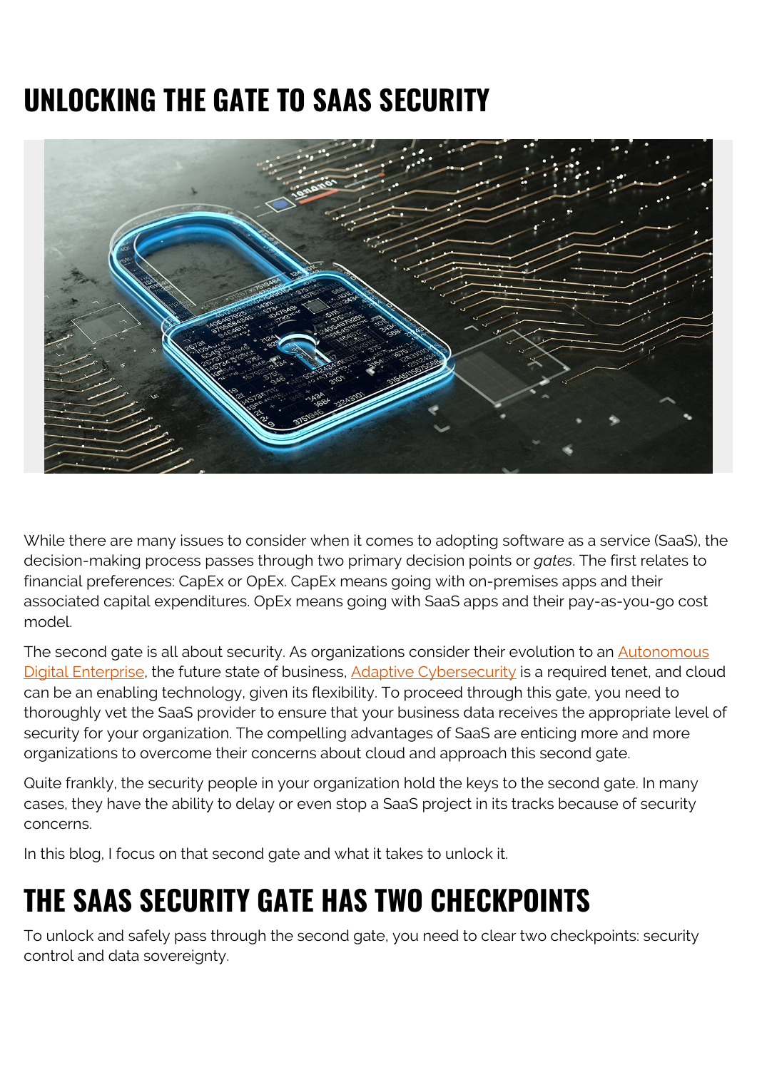# UNLOCKING THE GATE TO SAAS SECURITY

While there are many issues to consider when it comes to adopting software as a service (SaaS), the decision-making process passes through two primary decision points or *gates*. The first relates to financial preferences: CapEx or OpEx. CapEx means going with on-premises apps and their associated capital expenditures. OpEx means going with SaaS apps and their pay-as-you-go cost model.

The second gate is all about security. As organizations consider their evolution to an Autonomous Digital Enterprise, the future state of business, Adaptive Cybersecurity is a required tenet, and cloud can be an enabling technology, given its flexibility. To proceed through this gate, you need to thoroughly vet the SaaS provider to ensure that your business data receives the appropriate level of security for your organization. The compelling advantages of SaaS are enticing more and more organizations to overcome their concerns about cloud and approach this second gate.

Quite frankly, the security people in your organization hold the keys to the second gate. In many cases, they have the ability to delay or even stop a SaaS project in its tracks because of security concerns.

In this blog, I focus on that second gate and what it takes to unlock it.

# THE SAAS SECURITY GATE HAS TWO CHECKPOINTS

To unlock and safely pass through the second gate, you need to clear two checkpoints: security control and data sovereignty.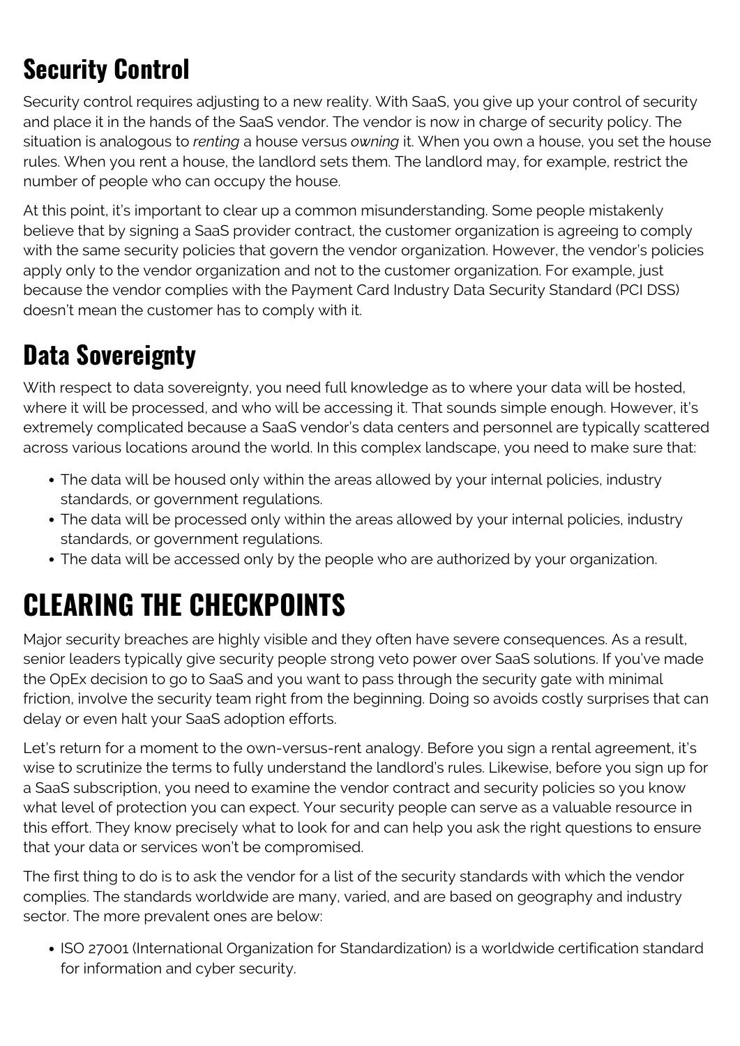## Security Control

Security control requires adjusting to a new reality. With SaaS, you give up your control of security and place it in the hands of the SaaS vendor. The vendor is now in charge of security policy. The situation is analogous to *renting* a house versus *owning* it. When you own a house, you set the house rules. When you rent a house, the landlord sets them. The landlord may, for example, restrict the number of people who can occupy the house.

At this point, it's important to clear up a common misunderstanding. Some people mistakenly believe that by signing a SaaS provider contract, the customer organization is agreeing to comply with the same security policies that govern the vendor organization. However, the vendor's policies apply only to the vendor organization and not to the customer organization. For example, just because the vendor complies with the Payment Card Industry Data Security Standard (PCI DSS) doesn't mean the customer has to comply with it.

## Data Sovereignty

With respect to data sovereignty, you need full knowledge as to where your data will be hosted, where it will be processed, and who will be accessing it. That sounds simple enough. However, it's extremely complicated because a SaaS vendor's data centers and personnel are typically scattered across various locations around the world. In this complex landscape, you need to make sure that:

- The data will be housed only within the areas allowed by your internal policies, industry standards, or government regulations.
- The data will be processed only within the areas allowed by your internal policies, industry standards, or government regulations.
- The data will be accessed only by the people who are authorized by your organization.

# CLEARING THE CHECKPOINTS

Major security breaches are highly visible and they often have severe consequences. As a result, senior leaders typically give security people strong veto power over SaaS solutions. If you've made the OpEx decision to go to SaaS and you want to pass through the security gate with minimal friction, involve the security team right from the beginning. Doing so avoids costly surprises that can delay or even halt your SaaS adoption efforts.

Let's return for a moment to the own-versus-rent analogy. Before you sign a rental agreement, it's wise to scrutinize the terms to fully understand the landlord's rules. Likewise, before you sign up for a SaaS subscription, you need to examine the vendor contract and security policies so you know what level of protection you can expect. Your security people can serve as a valuable resource in this effort. They know precisely what to look for and can help you ask the right questions to ensure that your data or services won't be compromised.

The first thing to do is to ask the vendor for a list of the security standards with which the vendor complies. The standards worldwide are many, varied, and are based on geography and industry sector. The more prevalent ones are below:

- ISO 27001 (International Organization for Standardization) is a worldwide certification standard for information and cyber security.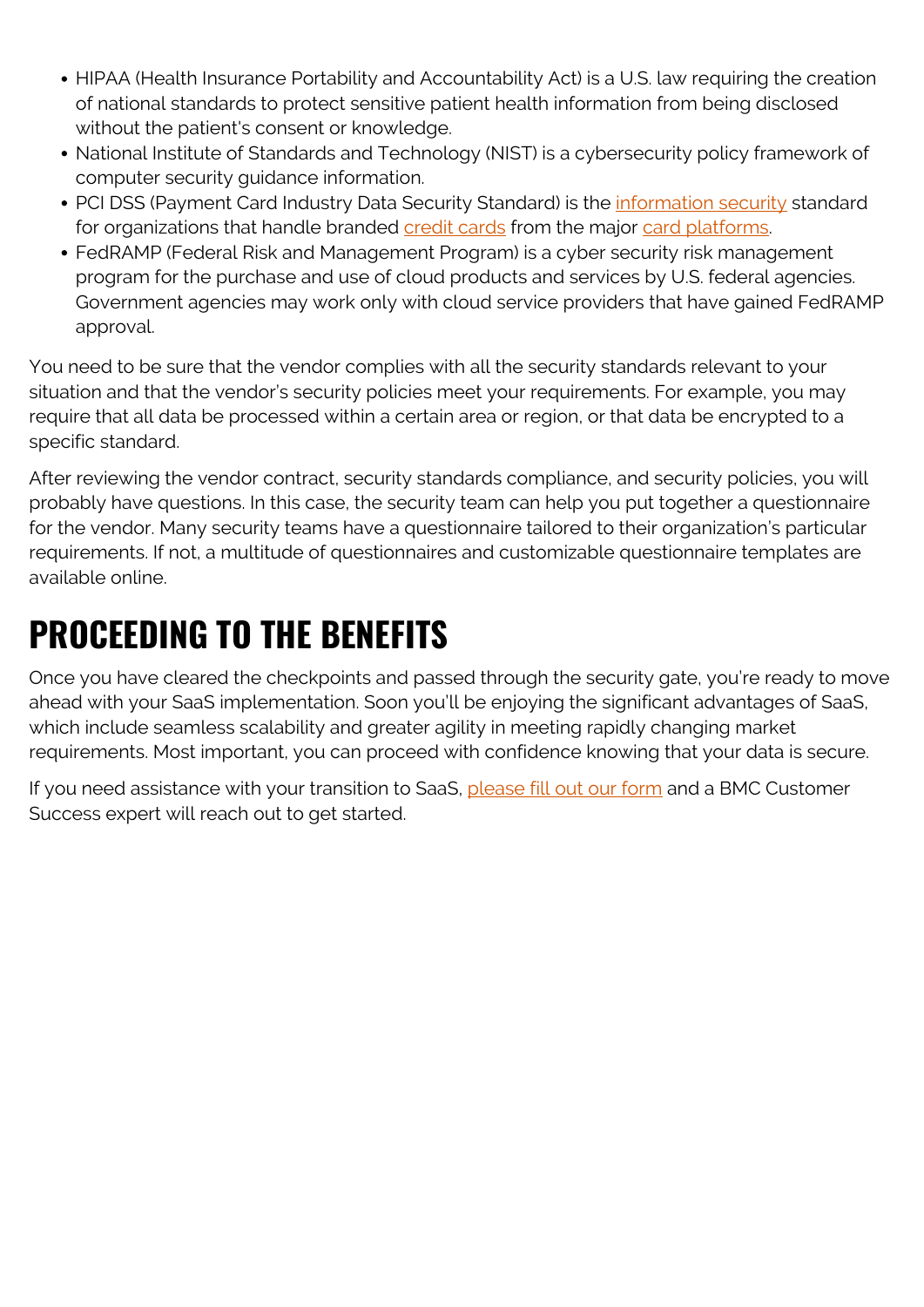- HIPAA (Health Insurance Portability and Accountability Act) is a U.S. law requiring the creation of national standards to protect sensitive patient health information from being disclosed without the patient's consent or knowledge.
- National Institute of Standards and Technology (NIST) is a cybersecurity policy framework of computer security guidance information.
- PCI DSS (Payment Card Industry Data Security Standard) is the information security standard for organizations that handle branded credit cards from the major card platforms.
- FedRAMP (Federal Risk and Management Program) is a cyber security risk management program for the purchase and use of cloud products and services by U.S. federal agencies. Government agencies may work only with cloud service providers that have gained FedRAMP approval.

You need to be sure that the vendor complies with all the security standards relevant to your situation and that the vendor's security policies meet your requirements. For example, you may require that all data be processed within a certain area or region, or that data be encrypted to a specific standard.

After reviewing the vendor contract, security standards compliance, and security policies, you will probably have questions. In this case, the security team can help you put together a questionnaire for the vendor. Many security teams have a questionnaire tailored to their organization's particular requirements. If not, a multitude of questionnaires and customizable questionnaire templates are available online.

# PROCEEDING TO THE BENEFITS

Once you have cleared the checkpoints and passed through the security gate, you're ready to move ahead with your SaaS implementation. Soon you'll be enjoying the significant advantages of SaaS, which include seamless scalability and greater agility in meeting rapidly changing market requirements. Most important, you can proceed with confidence knowing that your data is secure.

If you need assistance with your transition to SaaS, please fill out our form and a BMC Customer Success expert will reach out to get started.